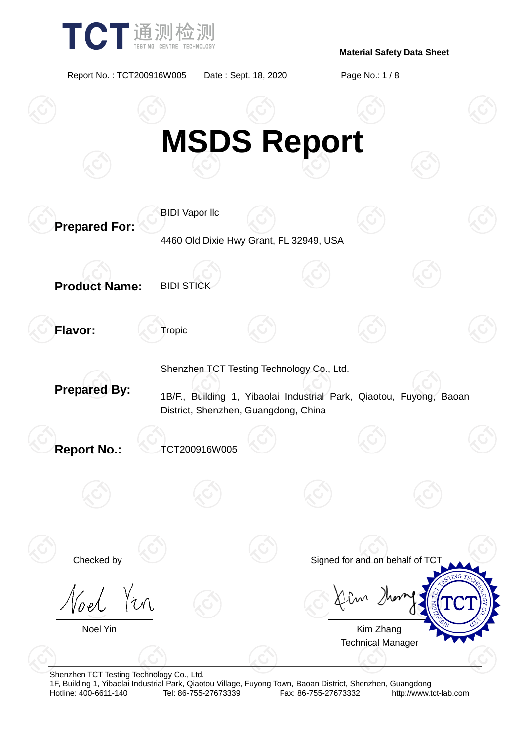**Material Safety Data Sheet**

Report No. : TCT200916W005 Date : Sept. 18, 2020

# MSDS Report

**Prepared For:** BIDI Vapor llc

4460 Old Dixie Hwy Grant, FL 32949, USA

**Product Name:** BIDI STICK

**Flavor:** Tropic

**Prepared By:** Shenzhen TCT Testing Technology Co., Ltd.

1B/F., Building 1, Yibaolai Industrial Park, Qiaotou, Fuyong, Baoan District, Shenzhen, Guangdong, China

**Report No.:** TCT200916W005

Checked by

Noel Yin

Signed for and on behalf of TCT

Kim Zhang
Technical Manager

Shenzhen TCT Testing Technology Co., Ltd.
1F, Building 1, Yibaolai Industrial Park, Qiaotou Village, Fuyong Town, Baoan District, Shenzhen, Guangdong
Hotline: 400-6611-140 Tel: 86-755-27673339 Fax: 86-755-27673332 http://www.tct-lab.com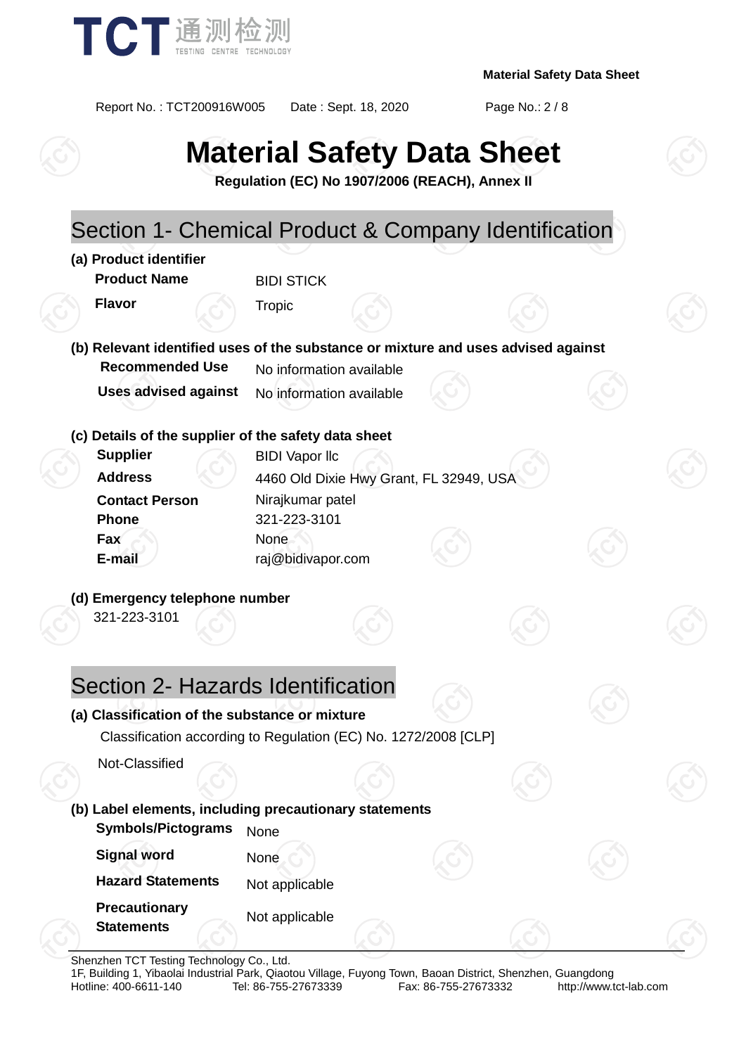# Material Safety Data Sheet

**Regulation (EC) No 1907/2006 (REACH), Annex II**

## Section 1- Chemical Product & Company Identification

**(a) Product identifier**

| | |
|---|---|
| **Product Name** | BIDI STICK |
| **Flavor** | Tropic |

**(b) Relevant identified uses of the substance or mixture and uses advised against**

| | |
|---|---|
| **Recommended Use** | No information available |
| **Uses advised against** | No information available |

**(c) Details of the supplier of the safety data sheet**

| | |
|---|---|
| **Supplier** | BIDI Vapor llc |
| **Address** | 4460 Old Dixie Hwy Grant, FL 32949, USA |
| **Contact Person** | Nirajkumar patel |
| **Phone** | 321-223-3101 |
| **Fax** | None |
| **E-mail** | raj@bidivapor.com |

**(d) Emergency telephone number**

321-223-3101

## Section 2- Hazards Identification

**(a) Classification of the substance or mixture**

Classification according to Regulation (EC) No. 1272/2008 [CLP]

Not-Classified

**(b) Label elements, including precautionary statements**

| | |
|---|---|
| **Symbols/Pictograms** | None |
| **Signal word** | None |
| **Hazard Statements** | Not applicable |
| **Precautionary Statements** | Not applicable |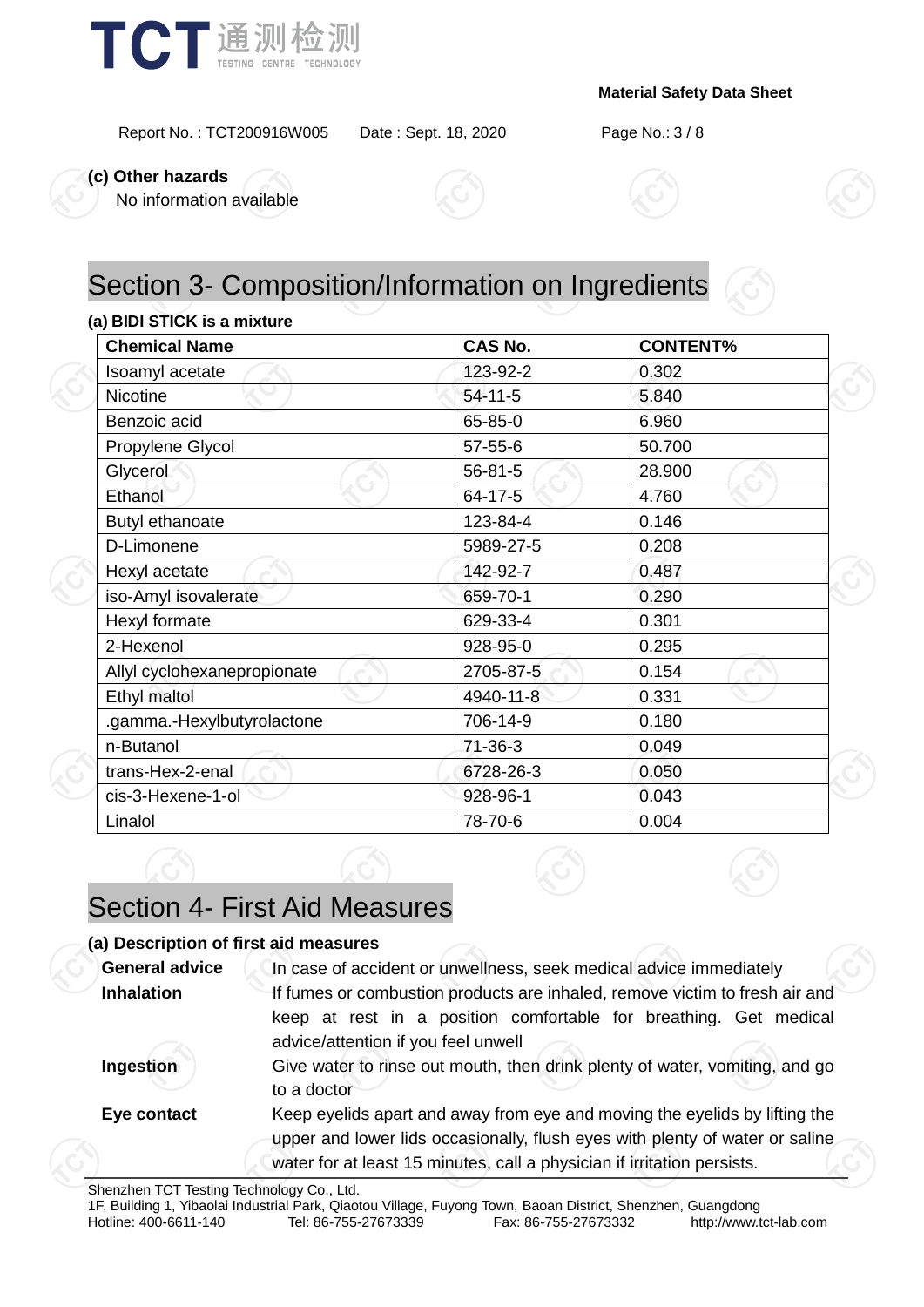**(c) Other hazards**

No information available

# Section 3- Composition/Information on Ingredients

**(a) BIDI STICK is a mixture**

| Chemical Name | CAS No. | CONTENT% |
|---|---|---|
| Isoamyl acetate | 123-92-2 | 0.302 |
| Nicotine | 54-11-5 | 5.840 |
| Benzoic acid | 65-85-0 | 6.960 |
| Propylene Glycol | 57-55-6 | 50.700 |
| Glycerol | 56-81-5 | 28.900 |
| Ethanol | 64-17-5 | 4.760 |
| Butyl ethanoate | 123-84-4 | 0.146 |
| D-Limonene | 5989-27-5 | 0.208 |
| Hexyl acetate | 142-92-7 | 0.487 |
| iso-Amyl isovalerate | 659-70-1 | 0.290 |
| Hexyl formate | 629-33-4 | 0.301 |
| 2-Hexenol | 928-95-0 | 0.295 |
| Allyl cyclohexanepropionate | 2705-87-5 | 0.154 |
| Ethyl maltol | 4940-11-8 | 0.331 |
| .gamma.-Hexylbutyrolactone | 706-14-9 | 0.180 |
| n-Butanol | 71-36-3 | 0.049 |
| trans-Hex-2-enal | 6728-26-3 | 0.050 |
| cis-3-Hexene-1-ol | 928-96-1 | 0.043 |
| Linalol | 78-70-6 | 0.004 |

# Section 4- First Aid Measures

**(a) Description of first aid measures**

**General advice** In case of accident or unwellness, seek medical advice immediately

**Inhalation** If fumes or combustion products are inhaled, remove victim to fresh air and keep at rest in a position comfortable for breathing. Get medical advice/attention if you feel unwell

**Ingestion** Give water to rinse out mouth, then drink plenty of water, vomiting, and go to a doctor

**Eye contact** Keep eyelids apart and away from eye and moving the eyelids by lifting the upper and lower lids occasionally, flush eyes with plenty of water or saline water for at least 15 minutes, call a physician if irritation persists.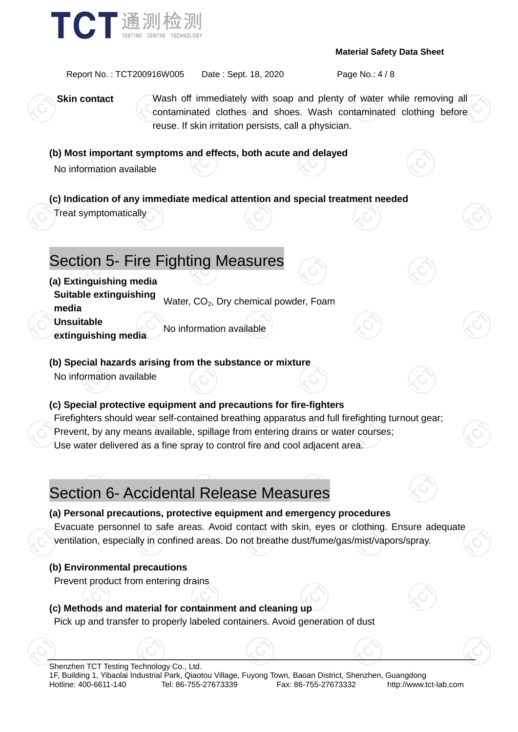**Skin contact** Wash off immediately with soap and plenty of water while removing all contaminated clothes and shoes. Wash contaminated clothing before reuse. If skin irritation persists, call a physician.

**(b) Most important symptoms and effects, both acute and delayed**

No information available

**(c) Indication of any immediate medical attention and special treatment needed**

Treat symptomatically

## Section 5- Fire Fighting Measures

**(a) Extinguishing media**

| | |
|---|---|
| **Suitable extinguishing media** | Water, $CO_2$, Dry chemical powder, Foam |
| **Unsuitable extinguishing media** | No information available |

**(b) Special hazards arising from the substance or mixture**

No information available

**(c) Special protective equipment and precautions for fire-fighters**

Firefighters should wear self-contained breathing apparatus and full firefighting turnout gear;
Prevent, by any means available, spillage from entering drains or water courses;
Use water delivered as a fine spray to control fire and cool adjacent area.

## Section 6- Accidental Release Measures

**(a) Personal precautions, protective equipment and emergency procedures**

Evacuate personnel to safe areas. Avoid contact with skin, eyes or clothing. Ensure adequate ventilation, especially in confined areas. Do not breathe dust/fume/gas/mist/vapors/spray.

**(b) Environmental precautions**

Prevent product from entering drains

**(c) Methods and material for containment and cleaning up**

Pick up and transfer to properly labeled containers. Avoid generation of dust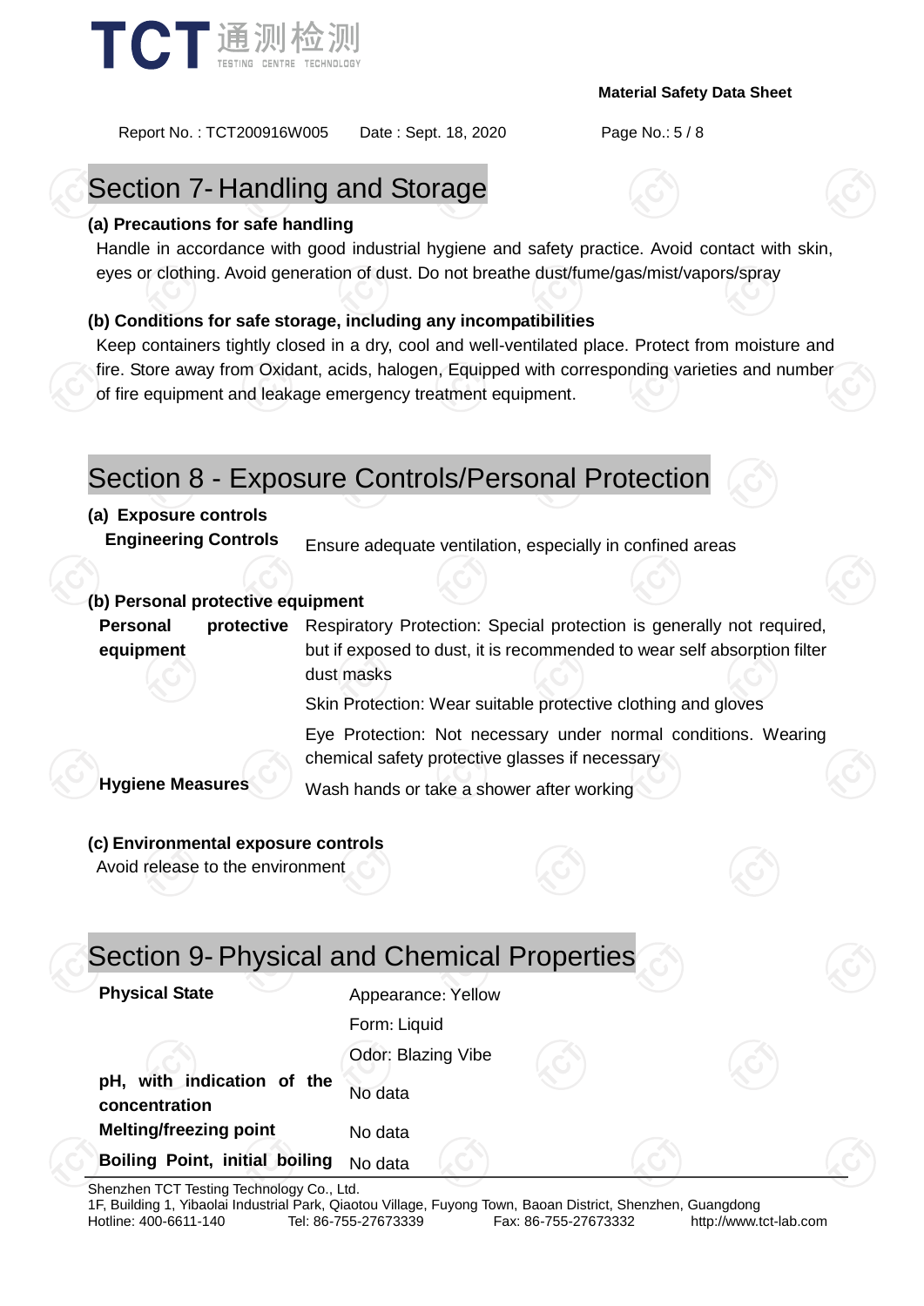## Section 7- Handling and Storage

**(a) Precautions for safe handling**

Handle in accordance with good industrial hygiene and safety practice. Avoid contact with skin, eyes or clothing. Avoid generation of dust. Do not breathe dust/fume/gas/mist/vapors/spray

**(b) Conditions for safe storage, including any incompatibilities**

Keep containers tightly closed in a dry, cool and well-ventilated place. Protect from moisture and fire. Store away from Oxidant, acids, halogen, Equipped with corresponding varieties and number of fire equipment and leakage emergency treatment equipment.

## Section 8 - Exposure Controls/Personal Protection

**(a) Exposure controls**

| | |
|---|---|
| **Engineering Controls** | Ensure adequate ventilation, especially in confined areas |

**(b) Personal protective equipment**

| | |
|---|---|
| **Personal protective equipment** | Respiratory Protection: Special protection is generally not required, but if exposed to dust, it is recommended to wear self absorption filter dust masks |
| | Skin Protection: Wear suitable protective clothing and gloves |
| | Eye Protection: Not necessary under normal conditions. Wearing chemical safety protective glasses if necessary |
| **Hygiene Measures** | Wash hands or take a shower after working |

**(c) Environmental exposure controls**

Avoid release to the environment

## Section 9- Physical and Chemical Properties

| | |
|---|---|
| **Physical State** | Appearance: Yellow |
| | Form: Liquid |
| | Odor: Blazing Vibe |
| **pH, with indication of the concentration** | No data |
| **Melting/freezing point** | No data |
| **Boiling Point, initial boiling** | No data |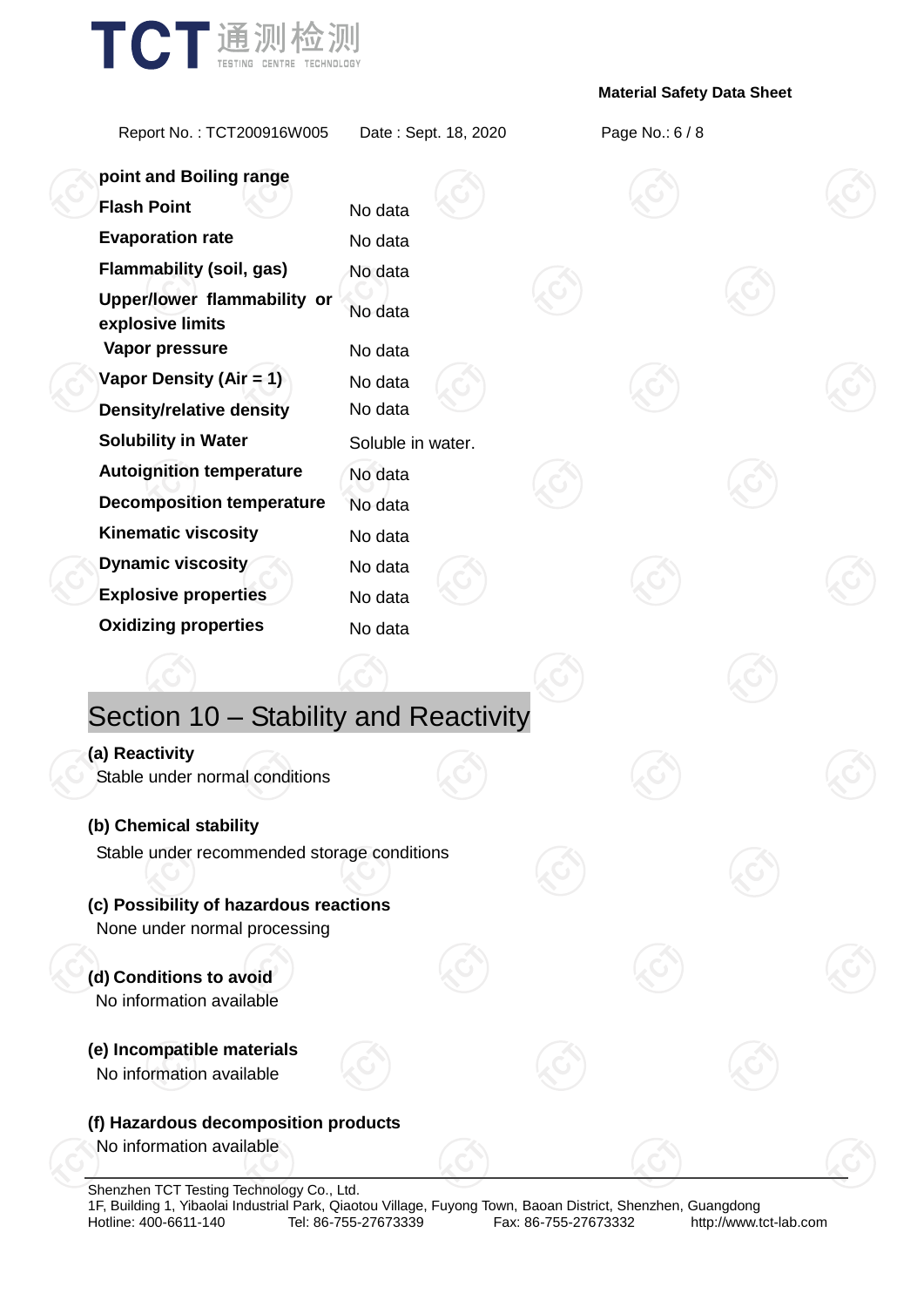| | |
|---|---|
| **point and Boiling range** | |
| **Flash Point** | No data |
| **Evaporation rate** | No data |
| **Flammability (soil, gas)** | No data |
| **Upper/lower flammability or explosive limits** | No data |
| **Vapor pressure** | No data |
| **Vapor Density (Air = 1)** | No data |
| **Density/relative density** | No data |
| **Solubility in Water** | Soluble in water. |
| **Autoignition temperature** | No data |
| **Decomposition temperature** | No data |
| **Kinematic viscosity** | No data |
| **Dynamic viscosity** | No data |
| **Explosive properties** | No data |
| **Oxidizing properties** | No data |

## Section 10 – Stability and Reactivity

**(a) Reactivity**

Stable under normal conditions

**(b) Chemical stability**

Stable under recommended storage conditions

**(c) Possibility of hazardous reactions**

None under normal processing

**(d) Conditions to avoid**

No information available

**(e) Incompatible materials**

No information available

**(f) Hazardous decomposition products**

No information available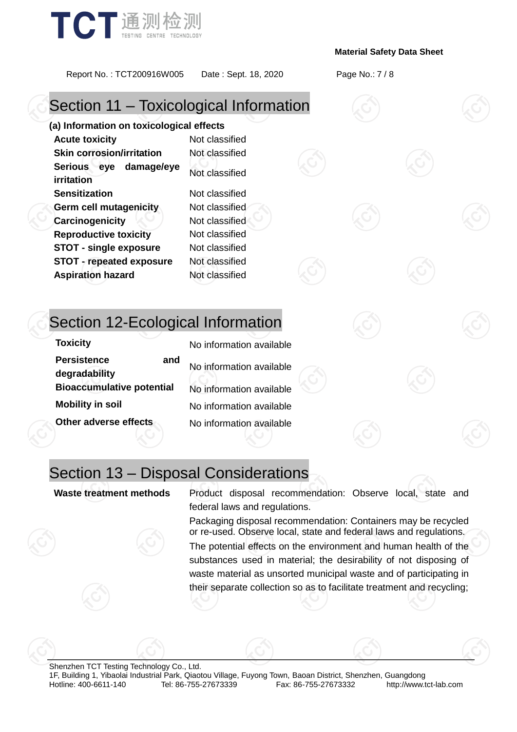## Section 11 – Toxicological Information

**(a) Information on toxicological effects**

| | |
|---|---|
| **Acute toxicity** | Not classified |
| **Skin corrosion/irritation** | Not classified |
| **Serious eye damage/eye irritation** | Not classified |
| **Sensitization** | Not classified |
| **Germ cell mutagenicity** | Not classified |
| **Carcinogenicity** | Not classified |
| **Reproductive toxicity** | Not classified |
| **STOT - single exposure** | Not classified |
| **STOT - repeated exposure** | Not classified |
| **Aspiration hazard** | Not classified |

## Section 12-Ecological Information

| | |
|---|---|
| **Toxicity** | No information available |
| **Persistence and degradability** | No information available |
| **Bioaccumulative potential** | No information available |
| **Mobility in soil** | No information available |
| **Other adverse effects** | No information available |

## Section 13 – Disposal Considerations

**Waste treatment methods**

Product disposal recommendation: Observe local, state and federal laws and regulations.

Packaging disposal recommendation: Containers may be recycled or re-used. Observe local, state and federal laws and regulations.

The potential effects on the environment and human health of the substances used in material; the desirability of not disposing of waste material as unsorted municipal waste and of participating in their separate collection so as to facilitate treatment and recycling;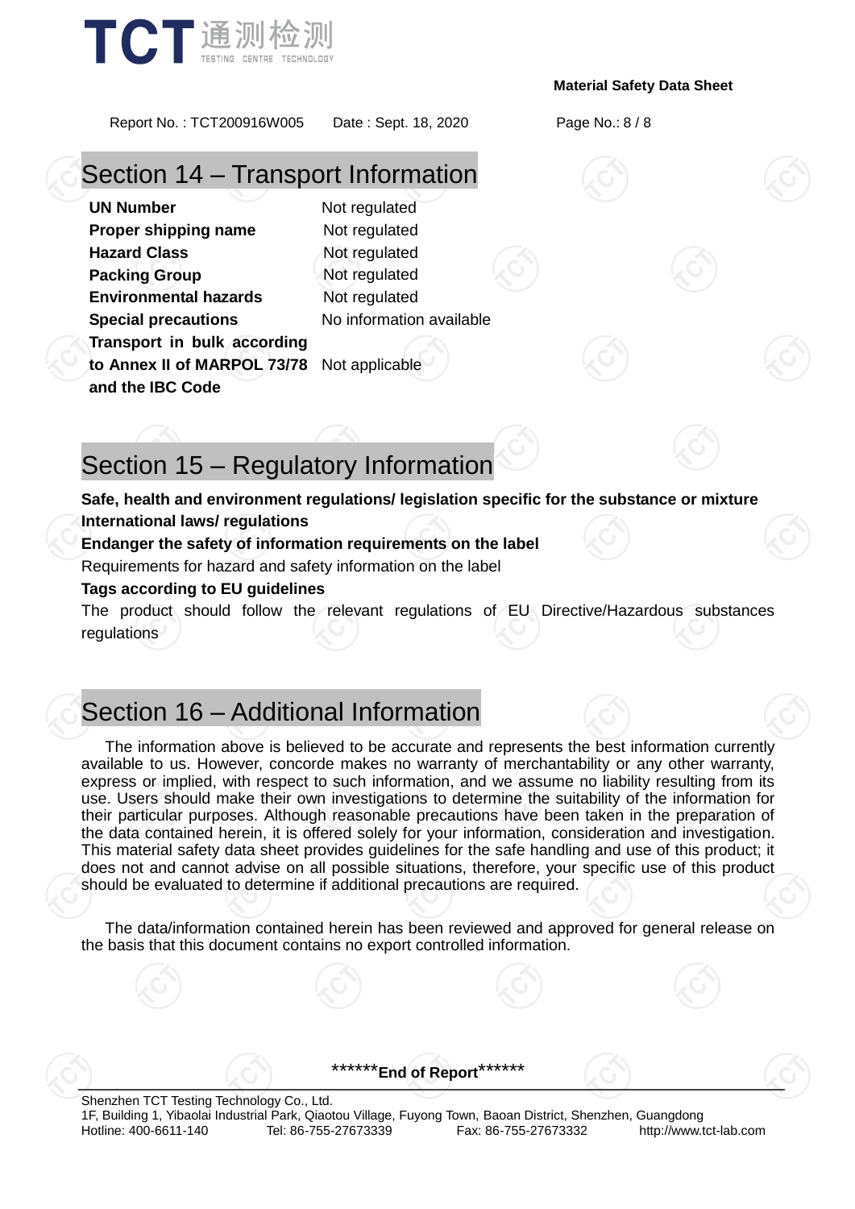## Section 14 – Transport Information

| | |
|---|---|
| **UN Number** | Not regulated |
| **Proper shipping name** | Not regulated |
| **Hazard Class** | Not regulated |
| **Packing Group** | Not regulated |
| **Environmental hazards** | Not regulated |
| **Special precautions** | No information available |
| **Transport in bulk according to Annex II of MARPOL 73/78 and the IBC Code** | Not applicable |

## Section 15 – Regulatory Information

**Safe, health and environment regulations/ legislation specific for the substance or mixture**

**International laws/ regulations**

**Endanger the safety of information requirements on the label**

Requirements for hazard and safety information on the label

**Tags according to EU guidelines**

The product should follow the relevant regulations of EU Directive/Hazardous substances regulations

## Section 16 – Additional Information

The information above is believed to be accurate and represents the best information currently available to us. However, concorde makes no warranty of merchantability or any other warranty, express or implied, with respect to such information, and we assume no liability resulting from its use. Users should make their own investigations to determine the suitability of the information for their particular purposes. Although reasonable precautions have been taken in the preparation of the data contained herein, it is offered solely for your information, consideration and investigation. This material safety data sheet provides guidelines for the safe handling and use of this product; it does not and cannot advise on all possible situations, therefore, your specific use of this product should be evaluated to determine if additional precautions are required.

The data/information contained herein has been reviewed and approved for general release on the basis that this document contains no export controlled information.

********End of Report********